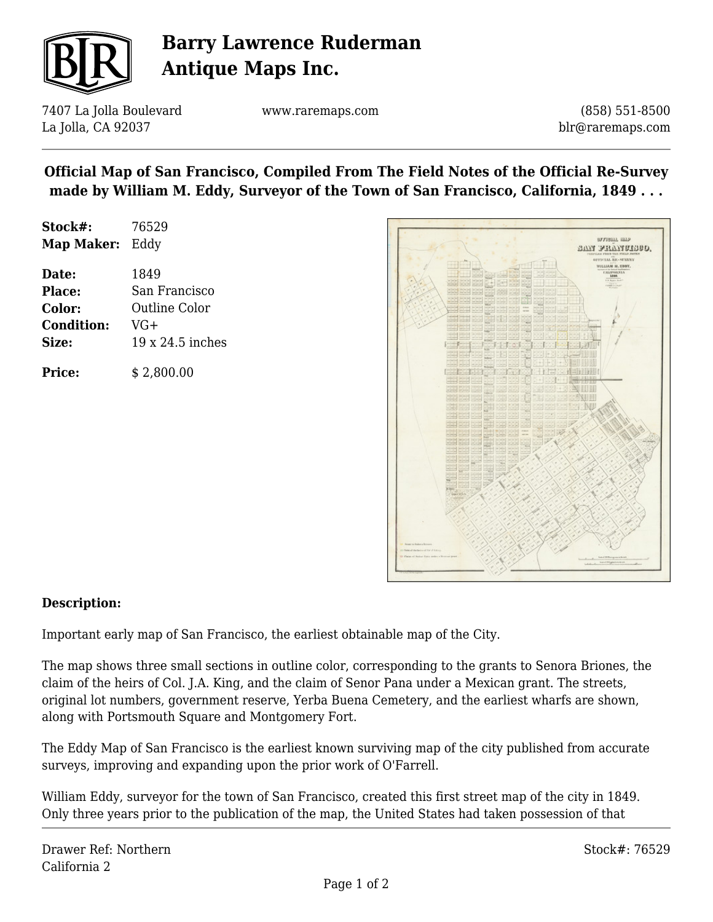# Barry Lawrence Ruderman Antique Maps Inc.

7407 La Jolla Boulevard
La Jolla, CA 92037

www.raremaps.com

(858) 551-8500
blr@raremaps.com

## Official Map of San Francisco, Compiled From The Field Notes of the Official Re-Survey made by William M. Eddy, Surveyor of the Town of San Francisco, California, 1849 . . .

**Stock#:** 76529
**Map Maker:** Eddy

**Date:** 1849
**Place:** San Francisco
**Color:** Outline Color
**Condition:** VG+
**Size:** 19 x 24.5 inches

**Price:** $ 2,800.00

### Description:

Important early map of San Francisco, the earliest obtainable map of the City.

The map shows three small sections in outline color, corresponding to the grants to Senora Briones, the claim of the heirs of Col. J.A. King, and the claim of Senor Pana under a Mexican grant. The streets, original lot numbers, government reserve, Yerba Buena Cemetery, and the earliest wharfs are shown, along with Portsmouth Square and Montgomery Fort.

The Eddy Map of San Francisco is the earliest known surviving map of the city published from accurate surveys, improving and expanding upon the prior work of O'Farrell.

William Eddy, surveyor for the town of San Francisco, created this first street map of the city in 1849. Only three years prior to the publication of the map, the United States had taken possession of that

Drawer Ref: Northern California 2

Stock#: 76529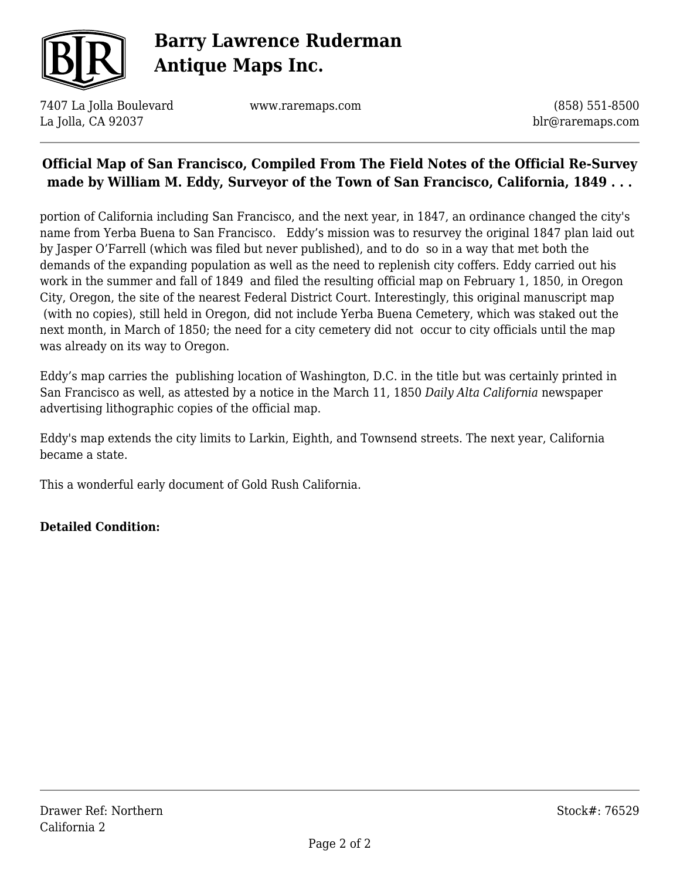**Official Map of San Francisco, Compiled From The Field Notes of the Official Re-Survey made by William M. Eddy, Surveyor of the Town of San Francisco, California, 1849 . . .**

portion of California including San Francisco, and the next year, in 1847, an ordinance changed the city's name from Yerba Buena to San Francisco. Eddy’s mission was to resurvey the original 1847 plan laid out by Jasper O’Farrell (which was filed but never published), and to do so in a way that met both the demands of the expanding population as well as the need to replenish city coffers. Eddy carried out his work in the summer and fall of 1849 and filed the resulting official map on February 1, 1850, in Oregon City, Oregon, the site of the nearest Federal District Court. Interestingly, this original manuscript map (with no copies), still held in Oregon, did not include Yerba Buena Cemetery, which was staked out the next month, in March of 1850; the need for a city cemetery did not occur to city officials until the map was already on its way to Oregon.

Eddy’s map carries the publishing location of Washington, D.C. in the title but was certainly printed in San Francisco as well, as attested by a notice in the March 11, 1850 *Daily Alta California* newspaper advertising lithographic copies of the official map.

Eddy's map extends the city limits to Larkin, Eighth, and Townsend streets. The next year, California became a state.

This a wonderful early document of Gold Rush California.

**Detailed Condition:**

Drawer Ref: Northern California 2

Stock#: 76529